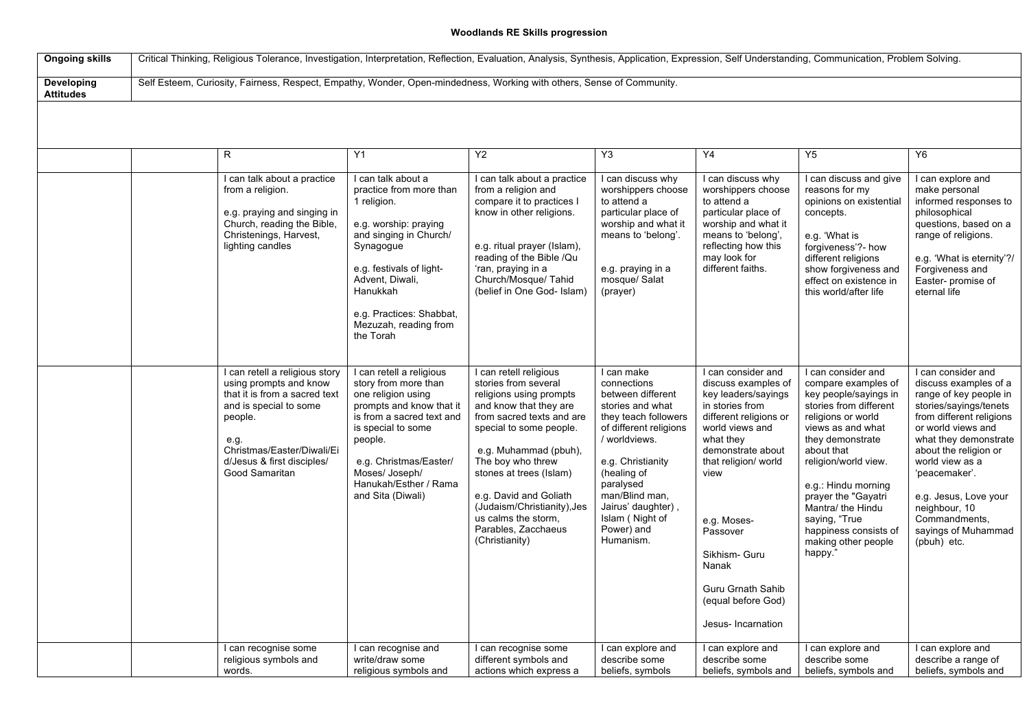**Woodlands RE Skills progression**

| **Ongoing skills** | Critical Thinking, Religious Tolerance, Investigation, Interpretation, Reflection, Evaluation, Analysis, Synthesis, Application, Expression, Self Understanding, Communication, Problem Solving. |
|---|---|
| **Developing Attitudes** | Self Esteem, Curiosity, Fairness, Respect, Empathy, Wonder, Open-mindedness, Working with others, Sense of Community. |

| | | R | Y1 | Y2 | Y3 | Y4 | Y5 | Y6 |
|---|---|---|---|---|---|---|---|---|
| | | I can talk about a practice from a religion.<br><br>e.g. praying and singing in Church, reading the Bible, Christenings, Harvest, lighting candles | I can talk about a practice from more than 1 religion.<br><br>e.g. worship: praying and singing in Church/ Synagogue<br><br>e.g. festivals of light- Advent, Diwali, Hanukkah<br><br>e.g. Practices: Shabbat, Mezuzah, reading from the Torah | I can talk about a practice from a religion and compare it to practices I know in other religions.<br><br>e.g. ritual prayer (Islam), reading of the Bible /Qu 'ran, praying in a Church/Mosque/ Tahid (belief in One God- Islam) | I can discuss why worshippers choose to attend a particular place of worship and what it means to 'belong'.<br><br>e.g. praying in a mosque/ Salat (prayer) | I can discuss why worshippers choose to attend a particular place of worship and what it means to 'belong', reflecting how this may look for different faiths. | I can discuss and give reasons for my opinions on existential concepts.<br><br>e.g. 'What is forgiveness'?- how different religions show forgiveness and effect on existence in this world/after life | I can explore and make personal informed responses to philosophical questions, based on a range of religions.<br><br>e.g. 'What is eternity'?/ Forgiveness and Easter- promise of eternal life |
| | | I can retell a religious story using prompts and know that it is from a sacred text and is special to some people.<br><br>e.g. Christmas/Easter/Diwali/Eid/Jesus & first disciples/ Good Samaritan | I can retell a religious story from more than one religion using prompts and know that it is from a sacred text and is special to some people.<br><br>e.g. Christmas/Easter/ Moses/ Joseph/ Hanukah/Esther / Rama and Sita (Diwali) | I can retell religious stories from several religions using prompts and know that they are from sacred texts and are special to some people.<br><br>e.g. Muhammad (pbuh), The boy who threw stones at trees (Islam)<br><br>e.g. David and Goliath (Judaism/Christianity),Jesus calms the storm, Parables, Zacchaeus (Christianity) | I can make connections between different stories and what they teach followers of different religions / worldviews.<br><br>e.g. Christianity (healing of paralysed man/Blind man, Jairus' daughter) , Islam ( Night of Power) and Humanism. | I can consider and discuss examples of key leaders/sayings in stories from different religions or world views and what they demonstrate about that religion/ world view<br><br>e.g. Moses- Passover<br><br>Sikhism- Guru Nanak<br><br>Guru Grnath Sahib (equal before God)<br><br>Jesus- Incarnation | I can consider and compare examples of key people/sayings in stories from different religions or world views as and what they demonstrate about that religion/world view.<br><br>e.g.: Hindu morning prayer the "Gayatri Mantra/ the Hindu saying, "True happiness consists of making other people happy." | I can consider and discuss examples of a range of key people in stories/sayings/tenets from different religions or world views and what they demonstrate about the religion or world view as a 'peacemaker'.<br><br>e.g. Jesus, Love your neighbour, 10 Commandments, sayings of Muhammad (pbuh) etc. |
| | | I can recognise some religious symbols and words. | I can recognise and write/draw some religious symbols and | I can recognise some different symbols and actions which express a | I can explore and describe some beliefs, symbols | I can explore and describe some beliefs, symbols and | I can explore and describe some beliefs, symbols and | I can explore and describe a range of beliefs, symbols and |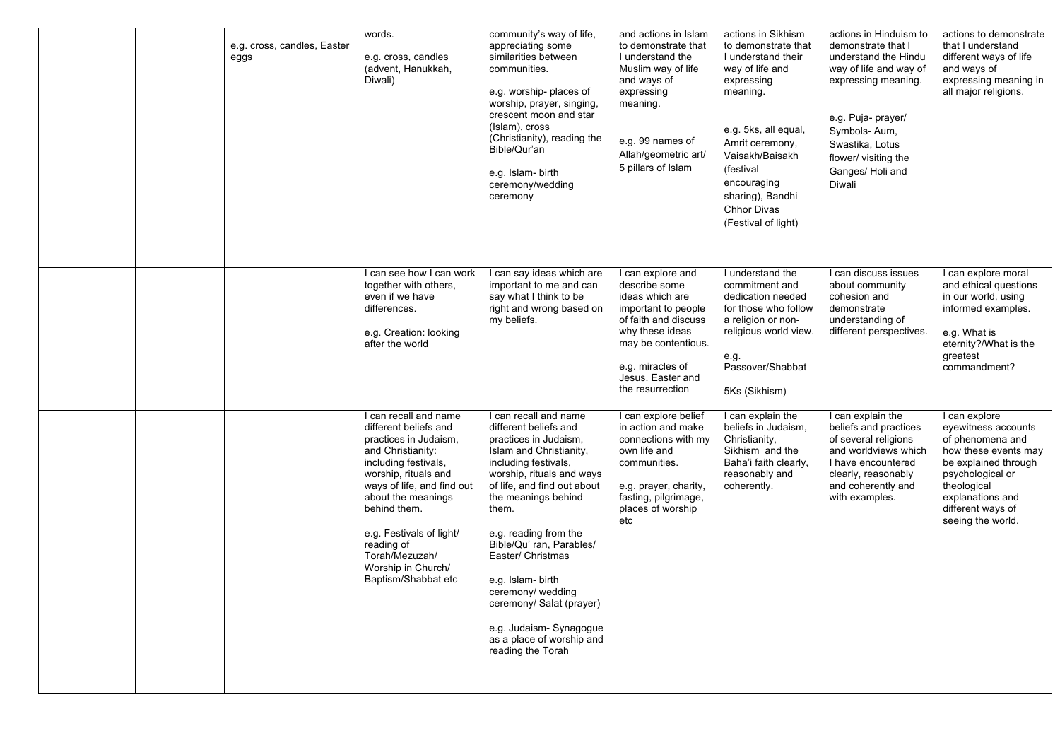| | | | | | | | | |
|---|---|---|---|---|---|---|---|---|
| | | e.g. cross, candles, Easter eggs | words.<br><br>e.g. cross, candles (advent, Hanukkah, Diwali) | community's way of life, appreciating some similarities between communities.<br><br>e.g. worship- places of worship, prayer, singing, crescent moon and star (Islam), cross (Christianity), reading the Bible/Qur'an<br><br>e.g. Islam- birth ceremony/wedding ceremony | and actions in Islam to demonstrate that I understand the Muslim way of life and ways of expressing meaning.<br><br>e.g. 99 names of Allah/geometric art/ 5 pillars of Islam | actions in Sikhism to demonstrate that I understand their way of life and expressing meaning.<br><br>e.g. 5ks, all equal, Amrit ceremony, Vaisakh/Baisakh (festival encouraging sharing), Bandhi Chhor Divas (Festival of light) | actions in Hinduism to demonstrate that I understand the Hindu way of life and way of expressing meaning.<br><br>e.g. Puja- prayer/ Symbols- Aum, Swastika, Lotus flower/ visiting the Ganges/ Holi and Diwali | actions to demonstrate that I understand different ways of life and ways of expressing meaning in all major religions. |
| | | | I can see how I can work together with others, even if we have differences.<br><br>e.g. Creation: looking after the world | I can say ideas which are important to me and can say what I think to be right and wrong based on my beliefs. | I can explore and describe some ideas which are important to people of faith and discuss why these ideas may be contentious.<br><br>e.g. miracles of Jesus. Easter and the resurrection | I understand the commitment and dedication needed for those who follow a religion or non-religious world view.<br><br>e.g. Passover/Shabbat<br><br>5Ks (Sikhism) | I can discuss issues about community cohesion and demonstrate understanding of different perspectives. | I can explore moral and ethical questions in our world, using informed examples.<br><br>e.g. What is eternity?/What is the greatest commandment? |
| | | | I can recall and name different beliefs and practices in Judaism, and Christianity: including festivals, worship, rituals and ways of life, and find out about the meanings behind them.<br><br>e.g. Festivals of light/ reading of Torah/Mezuzah/ Worship in Church/ Baptism/Shabbat etc | I can recall and name different beliefs and practices in Judaism, Islam and Christianity, including festivals, worship, rituals and ways of life, and find out about the meanings behind them.<br><br>e.g. reading from the Bible/Qu' ran, Parables/ Easter/ Christmas<br><br>e.g. Islam- birth ceremony/ wedding ceremony/ Salat (prayer)<br><br>e.g. Judaism- Synagogue as a place of worship and reading the Torah | I can explore belief in action and make connections with my own life and communities.<br><br>e.g. prayer, charity, fasting, pilgrimage, places of worship etc | I can explain the beliefs in Judaism, Christianity, Sikhism and the Baha'i faith clearly, reasonably and coherently. | I can explain the beliefs and practices of several religions and worldviews which I have encountered clearly, reasonably and coherently and with examples. | I can explore eyewitness accounts of phenomena and how these events may be explained through psychological or theological explanations and different ways of seeing the world. |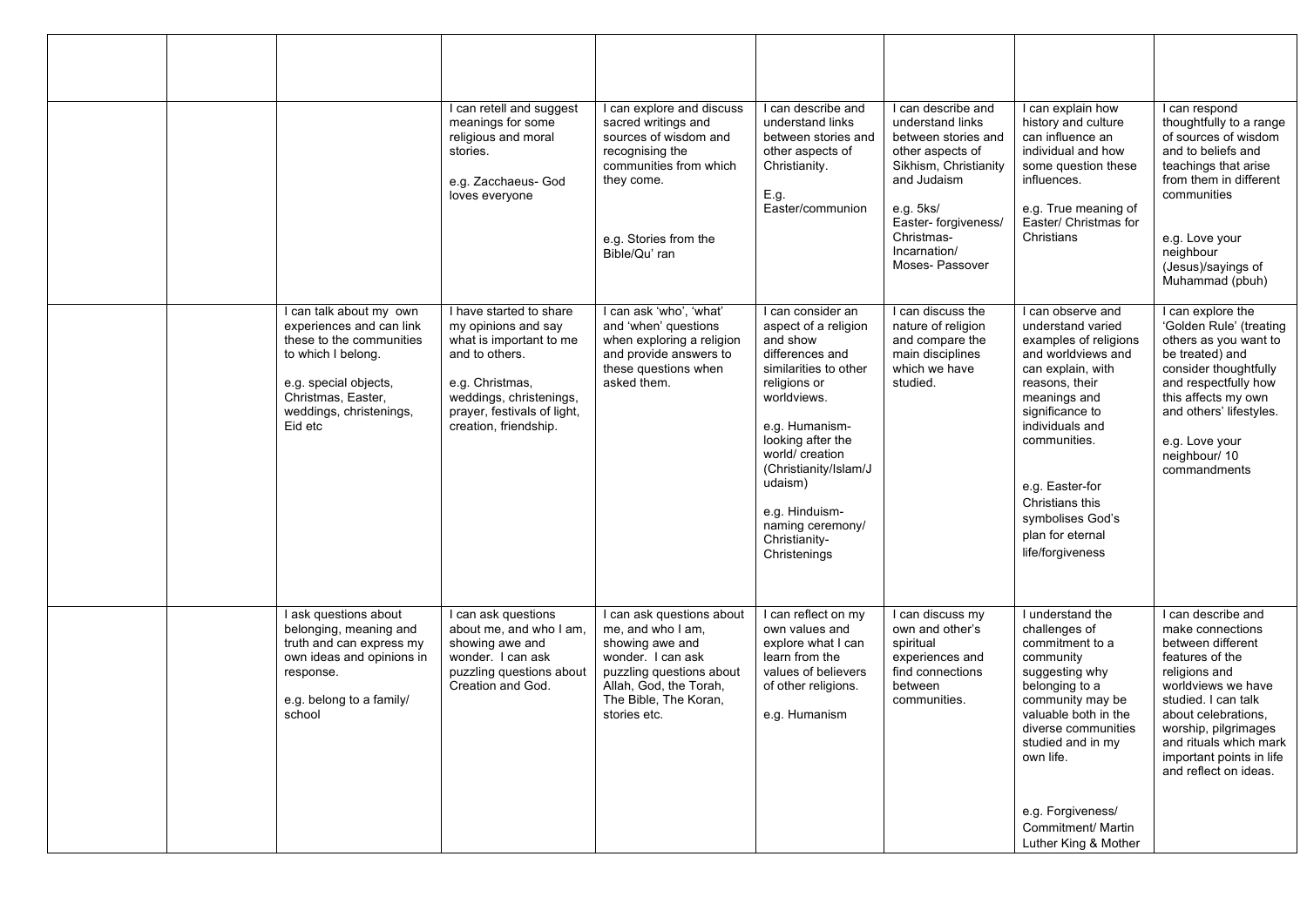| | | | | | | | | |
|---|---|---|---|---|---|---|---|---|
| | | | | | | | | |
| | | | I can retell and suggest meanings for some religious and moral stories.<br><br>e.g. Zacchaeus- God loves everyone | I can explore and discuss sacred writings and sources of wisdom and recognising the communities from which they come.<br><br>e.g. Stories from the Bible/Qu' ran | I can describe and understand links between stories and other aspects of Christianity.<br><br>E.g. Easter/communion | I can describe and understand links between stories and other aspects of Sikhism, Christianity and Judaism<br><br>e.g. 5ks/ Easter- forgiveness/ Christmas- Incarnation/ Moses- Passover | I can explain how history and culture can influence an individual and how some question these influences.<br><br>e.g. True meaning of Easter/ Christmas for Christians | I can respond thoughtfully to a range of sources of wisdom and to beliefs and teachings that arise from them in different communities<br><br>e.g. Love your neighbour (Jesus)/sayings of Muhammad (pbuh) |
| | | I can talk about my own experiences and can link these to the communities to which I belong.<br><br>e.g. special objects, Christmas, Easter, weddings, christenings, Eid etc | I have started to share my opinions and say what is important to me and to others.<br><br>e.g. Christmas, weddings, christenings, prayer, festivals of light, creation, friendship. | I can ask 'who', 'what' and 'when' questions when exploring a religion and provide answers to these questions when asked them. | I can consider an aspect of a religion and show differences and similarities to other religions or worldviews.<br><br>e.g. Humanism- looking after the world/ creation (Christianity/Islam/Judaism)<br><br>e.g. Hinduism- naming ceremony/ Christianity- Christenings | I can discuss the nature of religion and compare the main disciplines which we have studied. | I can observe and understand varied examples of religions and worldviews and can explain, with reasons, their meanings and significance to individuals and communities.<br><br>e.g. Easter-for Christians this symbolises God's plan for eternal life/forgiveness | I can explore the 'Golden Rule' (treating others as you want to be treated) and consider thoughtfully and respectfully how this affects my own and others' lifestyles.<br><br>e.g. Love your neighbour/ 10 commandments |
| | | I ask questions about belonging, meaning and truth and can express my own ideas and opinions in response.<br><br>e.g. belong to a family/ school | I can ask questions about me, and who I am, showing awe and wonder. I can ask puzzling questions about Creation and God. | I can ask questions about me, and who I am, showing awe and wonder. I can ask puzzling questions about Allah, God, the Torah, The Bible, The Koran, stories etc. | I can reflect on my own values and explore what I can learn from the values of believers of other religions.<br><br>e.g. Humanism | I can discuss my own and other's spiritual experiences and find connections between communities. | I understand the challenges of commitment to a community suggesting why belonging to a community may be valuable both in the diverse communities studied and in my own life.<br><br>e.g. Forgiveness/ Commitment/ Martin Luther King & Mother | I can describe and make connections between different features of the religions and worldviews we have studied. I can talk about celebrations, worship, pilgrimages and rituals which mark important points in life and reflect on ideas. |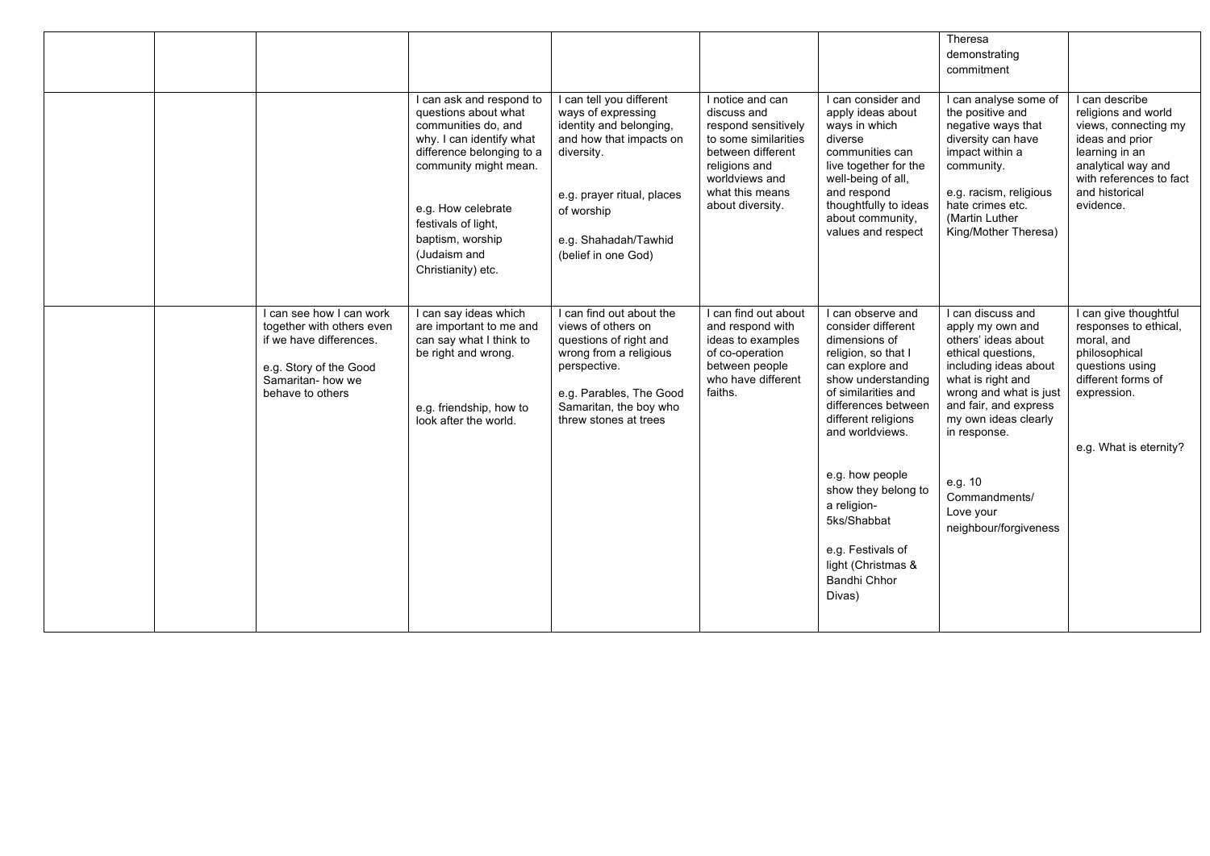| | | | | | | | | |
|---|---|---|---|---|---|---|---|---|
| | | | | | | | Theresa demonstrating commitment | |
| | | | I can ask and respond to questions about what communities do, and why. I can identify what difference belonging to a community might mean.<br><br>e.g. How celebrate festivals of light, baptism, worship (Judaism and Christianity) etc. | I can tell you different ways of expressing identity and belonging, and how that impacts on diversity.<br><br>e.g. prayer ritual, places of worship<br><br>e.g. Shahadah/Tawhid (belief in one God) | I notice and can discuss and respond sensitively to some similarities between different religions and worldviews and what this means about diversity. | I can consider and apply ideas about ways in which diverse communities can live together for the well-being of all, and respond thoughtfully to ideas about community, values and respect | I can analyse some of the positive and negative ways that diversity can have impact within a community.<br><br>e.g. racism, religious hate crimes etc. (Martin Luther King/Mother Theresa) | I can describe religions and world views, connecting my ideas and prior learning in an analytical way and with references to fact and historical evidence. |
| | | I can see how I can work together with others even if we have differences.<br><br>e.g. Story of the Good Samaritan- how we behave to others | I can say ideas which are important to me and can say what I think to be right and wrong.<br><br>e.g. friendship, how to look after the world. | I can find out about the views of others on questions of right and wrong from a religious perspective.<br><br>e.g. Parables, The Good Samaritan, the boy who threw stones at trees | I can find out about and respond with ideas to examples of co-operation between people who have different faiths. | I can observe and consider different dimensions of religion, so that I can explore and show understanding of similarities and differences between different religions and worldviews.<br><br>e.g. how people show they belong to a religion- 5ks/Shabbat<br><br>e.g. Festivals of light (Christmas & Bandhi Chhor Divas) | I can discuss and apply my own and others' ideas about ethical questions, including ideas about what is right and wrong and what is just and fair, and express my own ideas clearly in response.<br><br>e.g. 10 Commandments/ Love your neighbour/forgiveness | I can give thoughtful responses to ethical, moral, and philosophical questions using different forms of expression.<br><br>e.g. What is eternity? |